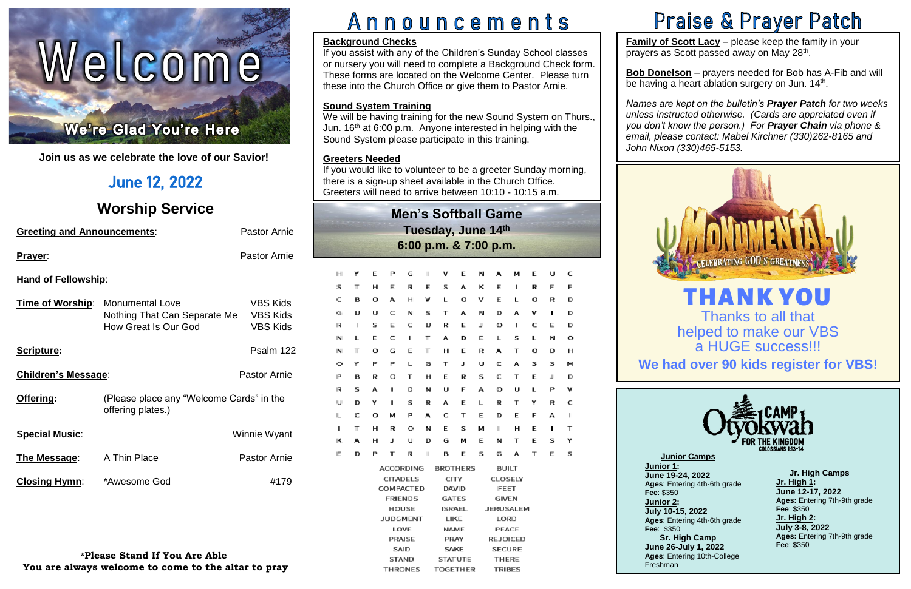# Welcome

**We're Glad You're Here**

**Join us as we celebrate the love of our Savior!**

## June 12, 2022

## Worship Service

| | | |
|---|---|---|
| **Greeting and Announcements**: | | Pastor Arnie |
| **Prayer**: | | Pastor Arnie |
| **Hand of Fellowship**: | | |
| **Time of Worship**: | Monumental Love | VBS Kids |
| | Nothing That Can Separate Me | VBS Kids |
| | How Great Is Our God | VBS Kids |
| **Scripture:** | | Psalm 122 |
| **Children's Message**: | | Pastor Arnie |
| **Offering:** | (Please place any "Welcome Cards" in the offering plates.) | |
| **Special Music**: | | Winnie Wyant |
| **The Message**: | A Thin Place | Pastor Arnie |
| **Closing Hymn**: | *Awesome God | #179 |

**\*Please Stand If You Are Able**
**You are always welcome to come to the altar to pray**

# Announcements

**Background Checks**
If you assist with any of the Children's Sunday School classes or nursery you will need to complete a Background Check form. These forms are located on the Welcome Center. Please turn these into the Church Office or give them to Pastor Arnie.

**Sound System Training**
We will be having training for the new Sound System on Thurs., Jun. 16th at 6:00 p.m. Anyone interested in helping with the Sound System please participate in this training.

**Greeters Needed**
If you would like to volunteer to be a greeter Sunday morning, there is a sign-up sheet available in the Church Office. Greeters will need to arrive between 10:10 - 10:15 a.m.

**Men's Softball Game**
**Tuesday, June 14th**
**6:00 p.m. & 7:00 p.m.**

```
H Y E P G I V E N A M E U C
S T H E R E S A K E I R F F
C B O A H V L O V E L O R D
G U U C N S T A N D A V I D
R I S E C U R E J O I C E D
N L E C I T A D E L S L N O
N T O G E T H E R A T O D H
O Y P P L G T J U C A S S M
P B R O T H E R S C T E J D
R S A I D N U F A O U L P V
U D Y I S R A E L R T Y R C
L C O M P A C T E D E F A I
I T H R O N E S M I H E I T
K A H J U D G M E N T E S Y
E D P T R I B E S G A T E S
```

| | | |
|---|---|---|
| ACCORDING | BROTHERS | BUILT |
| CITADELS | CITY | CLOSELY |
| COMPACTED | DAVID | FEET |
| FRIENDS | GATES | GIVEN |
| HOUSE | ISRAEL | JERUSALEM |
| JUDGMENT | LIKE | LORD |
| LOVE | NAME | PEACE |
| PRAISE | PRAY | REJOICED |
| SAID | SAKE | SECURE |
| STAND | STATUTE | THERE |
| THRONES | TOGETHER | TRIBES |

# Praise & Prayer Patch

**Family of Scott Lacy** – please keep the family in your prayers as Scott passed away on May 28th.

**Bob Donelson** – prayers needed for Bob has A-Fib and will be having a heart ablation surgery on Jun. 14th.

*Names are kept on the bulletin's **Prayer Patch** for two weeks unless instructed otherwise. (Cards are apprciated even if you don't know the person.) For **Prayer Chain** via phone & email, please contact: Mabel Kirchner (330)262-8165 and John Nixon (330)465-5153.*

MONUMENTAL — CELEBRATING GOD'S GREATNESS

## THANK YOU

Thanks to all that helped to make our VBS a HUGE success!!!

**We had over 90 kids register for VBS!**

CAMP Otyokwah — FOR THE KINGDOM — COLOSSIANS 1:13-14

**Junior Camps**

**Junior 1:**
**June 19-24, 2022**
**Ages**: Entering 4th-6th grade
**Fee**: $350

**Junior 2:**
**July 10-15, 2022**
**Ages**: Entering 4th-6th grade
**Fee**: $350

**Sr. High Camp**
**June 26-July 1, 2022**
**Ages**: Entering 10th-College Freshman

**Jr. High Camps**

**Jr. High 1:**
**June 12-17, 2022**
**Ages:** Entering 7th-9th grade
**Fee**: $350

**Jr. High 2:**
**July 3-8, 2022**
**Ages:** Entering 7th-9th grade
**Fee**: $350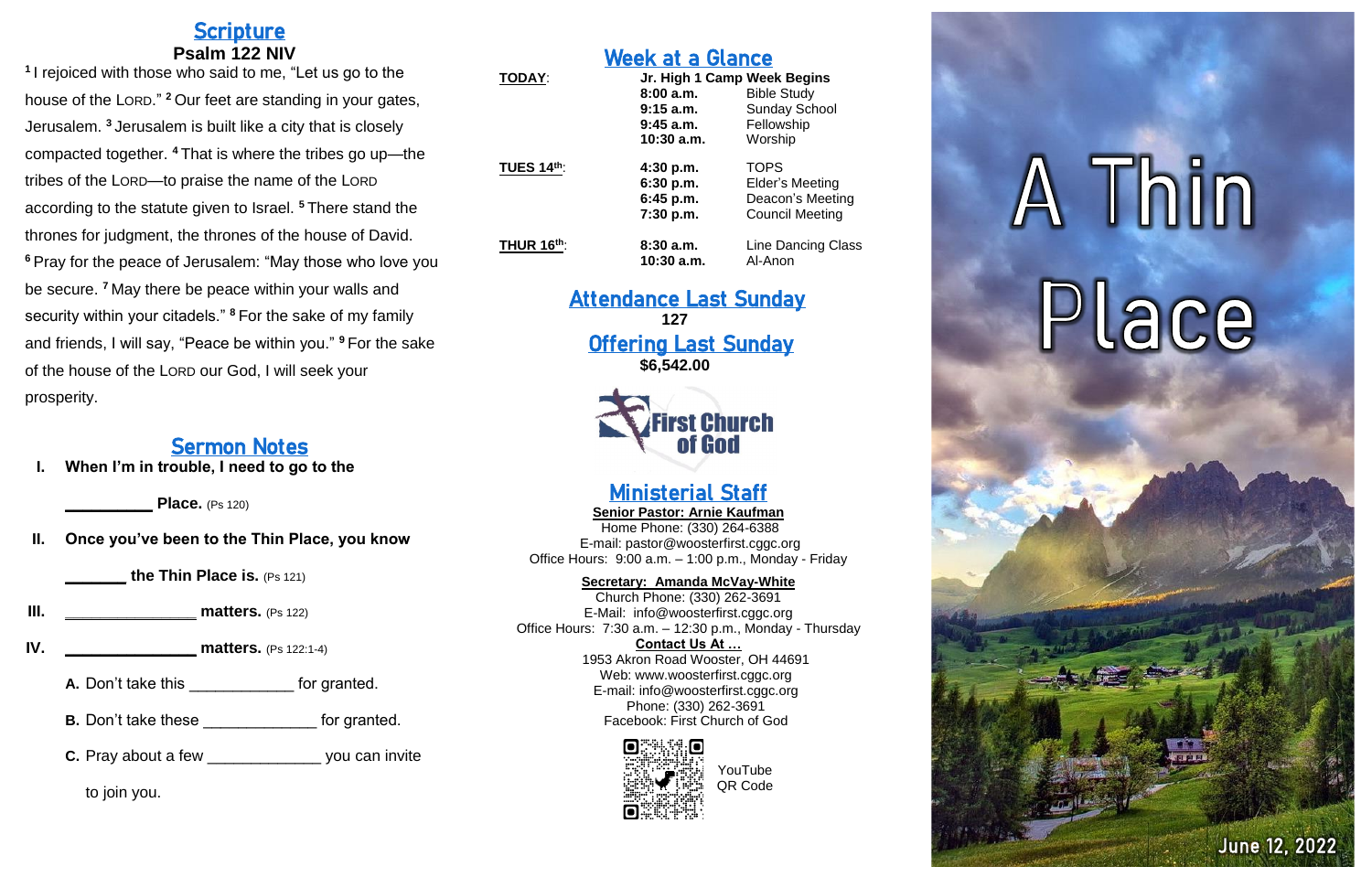## Scripture

**Psalm 122 NIV**

[1] I rejoiced with those who said to me, "Let us go to the house of the LORD." [2] Our feet are standing in your gates, Jerusalem. [3] Jerusalem is built like a city that is closely compacted together. [4] That is where the tribes go up—the tribes of the LORD—to praise the name of the LORD according to the statute given to Israel. [5] There stand the thrones for judgment, the thrones of the house of David. [6] Pray for the peace of Jerusalem: "May those who love you be secure. [7] May there be peace within your walls and security within your citadels." [8] For the sake of my family and friends, I will say, "Peace be within you." [9] For the sake of the house of the LORD our God, I will seek your prosperity.

## Sermon Notes

I. **When I'm in trouble, I need to go to the __________ Place.** (Ps 120)

II. **Once you've been to the Thin Place, you know _______ the Thin Place is.** (Ps 121)

III. **_______________ matters.** (Ps 122)

IV. **_______________ matters.** (Ps 122:1-4)

**A.** Don't take this ____________ for granted.

**B.** Don't take these _____________ for granted.

**C.** Pray about a few _____________ you can invite to join you.

## Week at a Glance

| | | |
|---|---|---|
| **TODAY**: | **Jr. High 1 Camp Week Begins** | |
| | **8:00 a.m.** | Bible Study |
| | **9:15 a.m.** | Sunday School |
| | **9:45 a.m.** | Fellowship |
| | **10:30 a.m.** | Worship |
| **TUES 14th**: | **4:30 p.m.** | TOPS |
| | **6:30 p.m.** | Elder's Meeting |
| | **6:45 p.m.** | Deacon's Meeting |
| | **7:30 p.m.** | Council Meeting |
| **THUR 16th**: | **8:30 a.m.** | Line Dancing Class |
| | **10:30 a.m.** | Al-Anon |

## Attendance Last Sunday

**127**

## Offering Last Sunday

**$6,542.00**

**First Church of God**

## Ministerial Staff

**Senior Pastor: Arnie Kaufman**
Home Phone: (330) 264-6388
E-mail: pastor@woosterfirst.cggc.org
Office Hours: 9:00 a.m. – 1:00 p.m., Monday - Friday

**Secretary: Amanda McVay-White**
Church Phone: (330) 262-3691
E-Mail: info@woosterfirst.cggc.org
Office Hours: 7:30 a.m. – 12:30 p.m., Monday - Thursday

**Contact Us At …**
1953 Akron Road Wooster, OH 44691
Web: www.woosterfirst.cggc.org
E-mail: info@woosterfirst.cggc.org
Phone: (330) 262-3691
Facebook: First Church of God

YouTube QR Code

# A Thin Place

June 12, 2022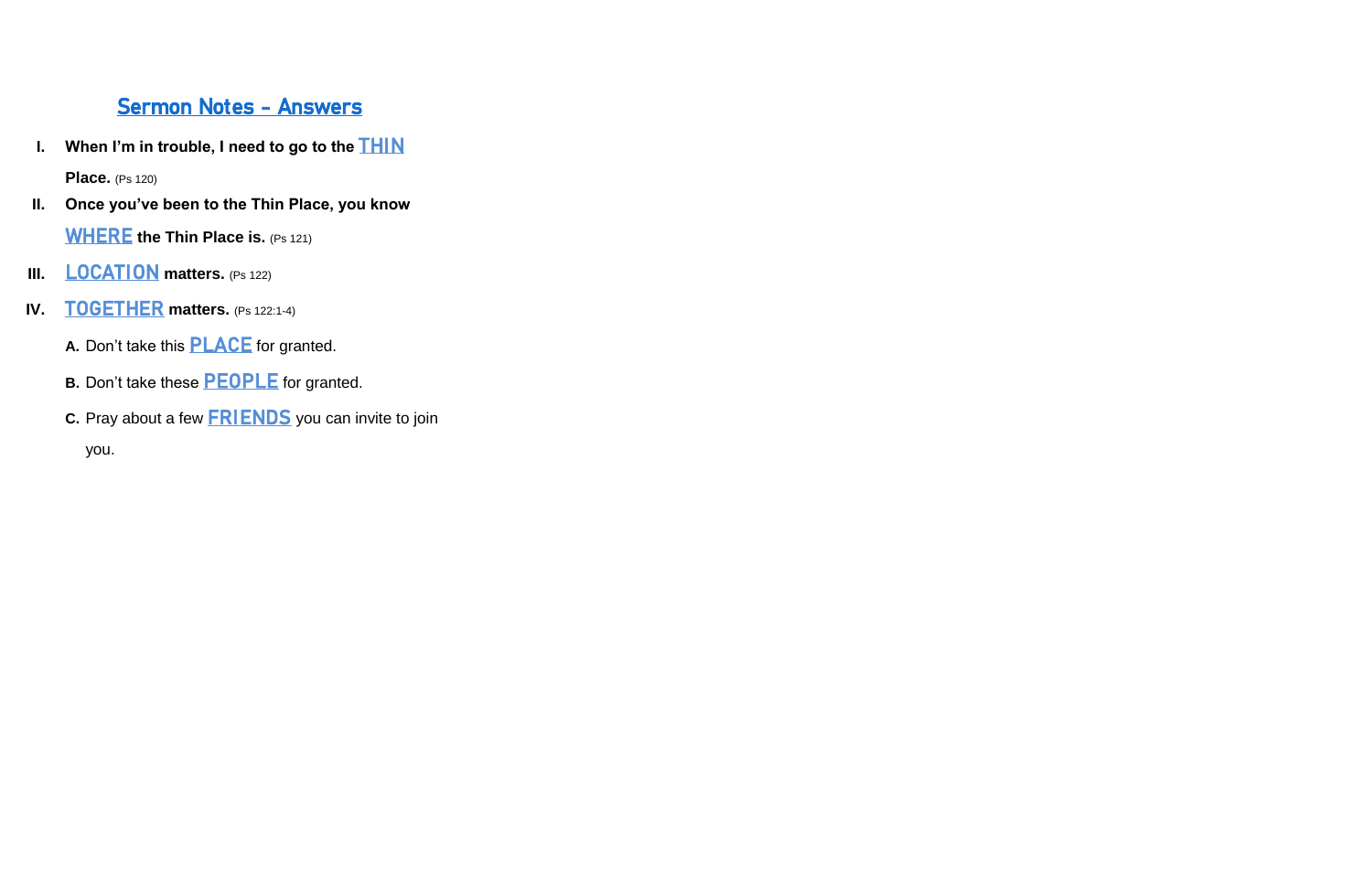## Sermon Notes - Answers

I. **When I'm in trouble, I need to go to the THIN Place.** (Ps 120)

II. **Once you've been to the Thin Place, you know WHERE the Thin Place is.** (Ps 121)

III. **LOCATION matters.** (Ps 122)

IV. **TOGETHER matters.** (Ps 122:1-4)

   **A.** Don't take this PLACE for granted.

   **B.** Don't take these PEOPLE for granted.

   **C.** Pray about a few FRIENDS you can invite to join you.